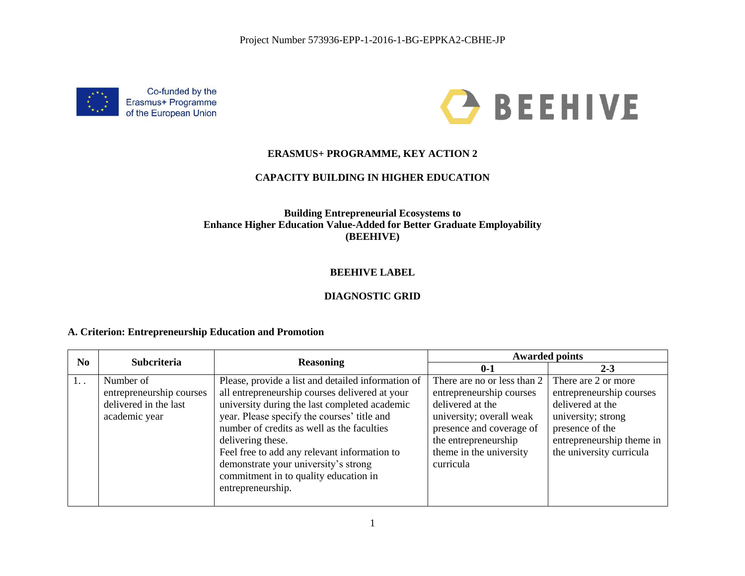Project Number 573936-EPP-1-2016-1-BG-EPPKA2-CBHE-JP

Co-funded by the Erasmus+ Programme of the European Union

BEEHIVE

**ERASMUS+ PROGRAMME, KEY ACTION 2**

**CAPACITY BUILDING IN HIGHER EDUCATION**

**Building Entrepreneurial Ecosystems to Enhance Higher Education Value-Added for Better Graduate Employability (BEEHIVE)**

**BEEHIVE LABEL**

**DIAGNOSTIC GRID**

### A. Criterion: Entrepreneurship Education and Promotion

| No | Subcriteria | Reasoning | Awarded points | |
|---|---|---|---|---|
| | | | 0-1 | 2-3 |
| 1. . | Number of entrepreneurship courses delivered in the last academic year | Please, provide a list and detailed information of all entrepreneurship courses delivered at your university during the last completed academic year. Please specify the courses' title and number of credits as well as the faculties delivering these.<br>Feel free to add any relevant information to demonstrate your university's strong commitment in to quality education in entrepreneurship. | There are no or less than 2 entrepreneurship courses delivered at the university; overall weak presence and coverage of the entrepreneurship theme in the university curricula | There are 2 or more entrepreneurship courses delivered at the university; strong presence of the entrepreneurship theme in the university curricula |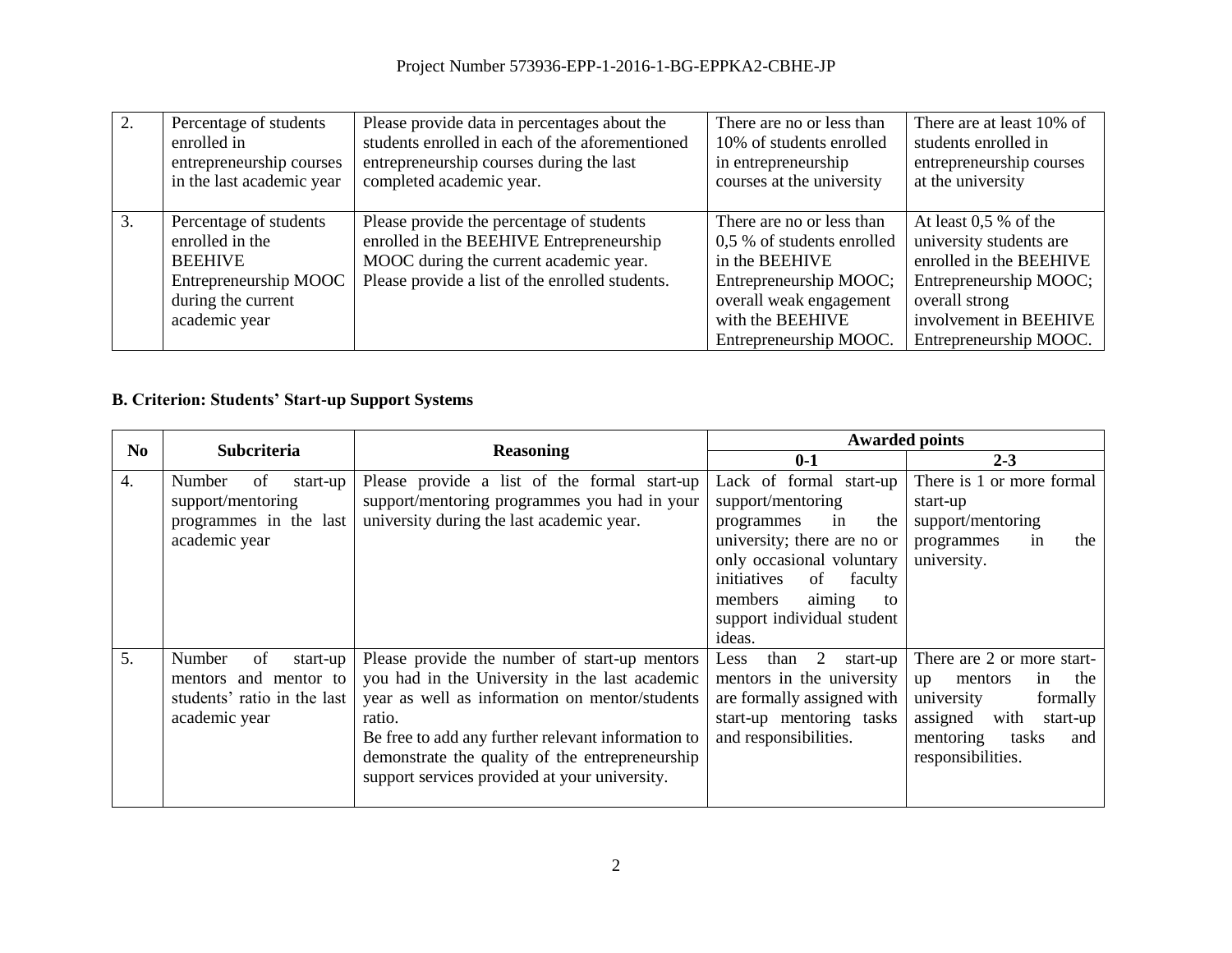| 2. | Percentage of students enrolled in entrepreneurship courses in the last academic year | Please provide data in percentages about the students enrolled in each of the aforementioned entrepreneurship courses during the last completed academic year. | There are no or less than 10% of students enrolled in entrepreneurship courses at the university | There are at least 10% of students enrolled in entrepreneurship courses at the university |
|---|---|---|---|---|
| 3. | Percentage of students enrolled in the BEEHIVE Entrepreneurship MOOC during the current academic year | Please provide the percentage of students enrolled in the BEEHIVE Entrepreneurship MOOC during the current academic year. Please provide a list of the enrolled students. | There are no or less than 0,5 % of students enrolled in the BEEHIVE Entrepreneurship MOOC; overall weak engagement with the BEEHIVE Entrepreneurship MOOC. | At least 0,5 % of the university students are enrolled in the BEEHIVE Entrepreneurship MOOC; overall strong involvement in BEEHIVE Entrepreneurship MOOC. |

### B. Criterion: Students' Start-up Support Systems

| No | Subcriteria | Reasoning | Awarded points | |
|---|---|---|---|---|
| | | | 0-1 | 2-3 |
| 4. | Number of start-up support/mentoring programmes in the last academic year | Please provide a list of the formal start-up support/mentoring programmes you had in your university during the last academic year. | Lack of formal start-up support/mentoring programmes in the university; there are no or only occasional voluntary initiatives of faculty members aiming to support individual student ideas. | There is 1 or more formal start-up support/mentoring programmes in the university. |
| 5. | Number of start-up mentors and mentor to students' ratio in the last academic year | Please provide the number of start-up mentors you had in the University in the last academic year as well as information on mentor/students ratio.<br>Be free to add any further relevant information to demonstrate the quality of the entrepreneurship support services provided at your university. | Less than 2 start-up mentors in the university are formally assigned with start-up mentoring tasks and responsibilities. | There are 2 or more start-up mentors in the university formally assigned with start-up mentoring tasks and responsibilities. |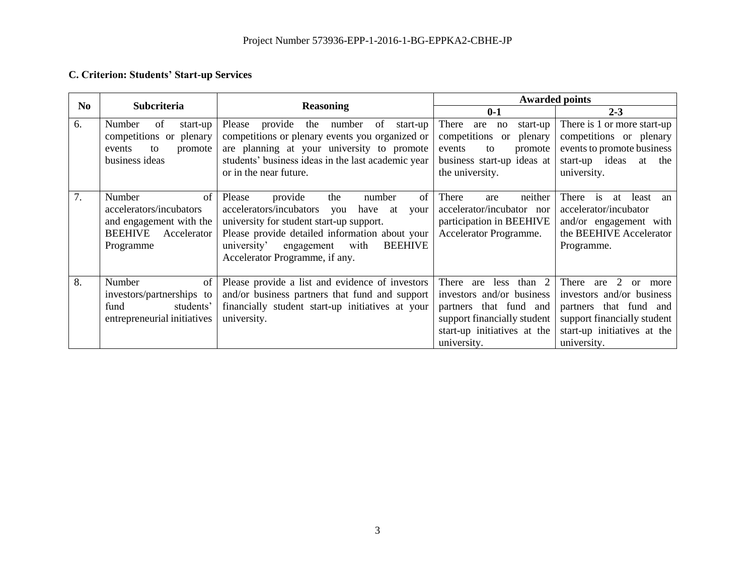**C. Criterion: Students' Start-up Services**

| No | Subcriteria | Reasoning | Awarded points | |
|---|---|---|---|---|
| | | | 0-1 | 2-3 |
| 6. | Number of start-up competitions or plenary events to promote business ideas | Please provide the number of start-up competitions or plenary events you organized or are planning at your university to promote students' business ideas in the last academic year or in the near future. | There are no start-up competitions or plenary events to promote business start-up ideas at the university. | There is 1 or more start-up competitions or plenary events to promote business start-up ideas at the university. |
| 7. | Number of accelerators/incubators and engagement with the BEEHIVE Accelerator Programme | Please provide the number of accelerators/incubators you have at your university for student start-up support.<br>Please provide detailed information about your university' engagement with BEEHIVE Accelerator Programme, if any. | There are neither accelerator/incubator nor participation in BEEHIVE Accelerator Programme. | There is at least an accelerator/incubator and/or engagement with the BEEHIVE Accelerator Programme. |
| 8. | Number of investors/partnerships to fund students' entrepreneurial initiatives | Please provide a list and evidence of investors and/or business partners that fund and support financially student start-up initiatives at your university. | There are less than 2 investors and/or business partners that fund and support financially student start-up initiatives at the university. | There are 2 or more investors and/or business partners that fund and support financially student start-up initiatives at the university. |